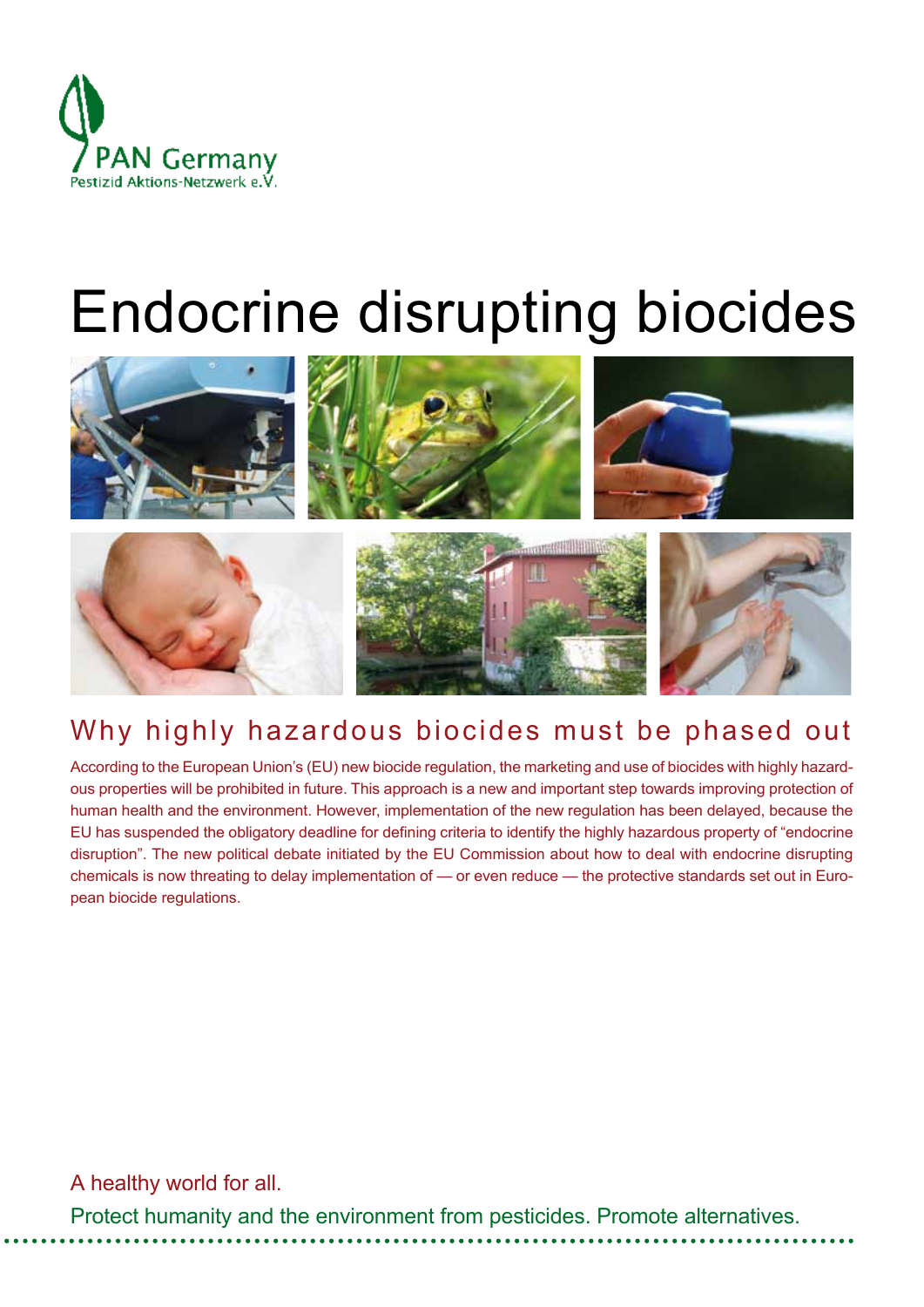PAN Germany

Pestizid Aktions-Netzwerk e.V.

# Endocrine disrupting biocides

## Why highly hazardous biocides must be phased out

According to the European Union's (EU) new biocide regulation, the marketing and use of biocides with highly hazardous properties will be prohibited in future. This approach is a new and important step towards improving protection of human health and the environment. However, implementation of the new regulation has been delayed, because the EU has suspended the obligatory deadline for defining criteria to identify the highly hazardous property of "endocrine disruption". The new political debate initiated by the EU Commission about how to deal with endocrine disrupting chemicals is now threating to delay implementation of — or even reduce — the protective standards set out in European biocide regulations.

A healthy world for all.

Protect humanity and the environment from pesticides. Promote alternatives.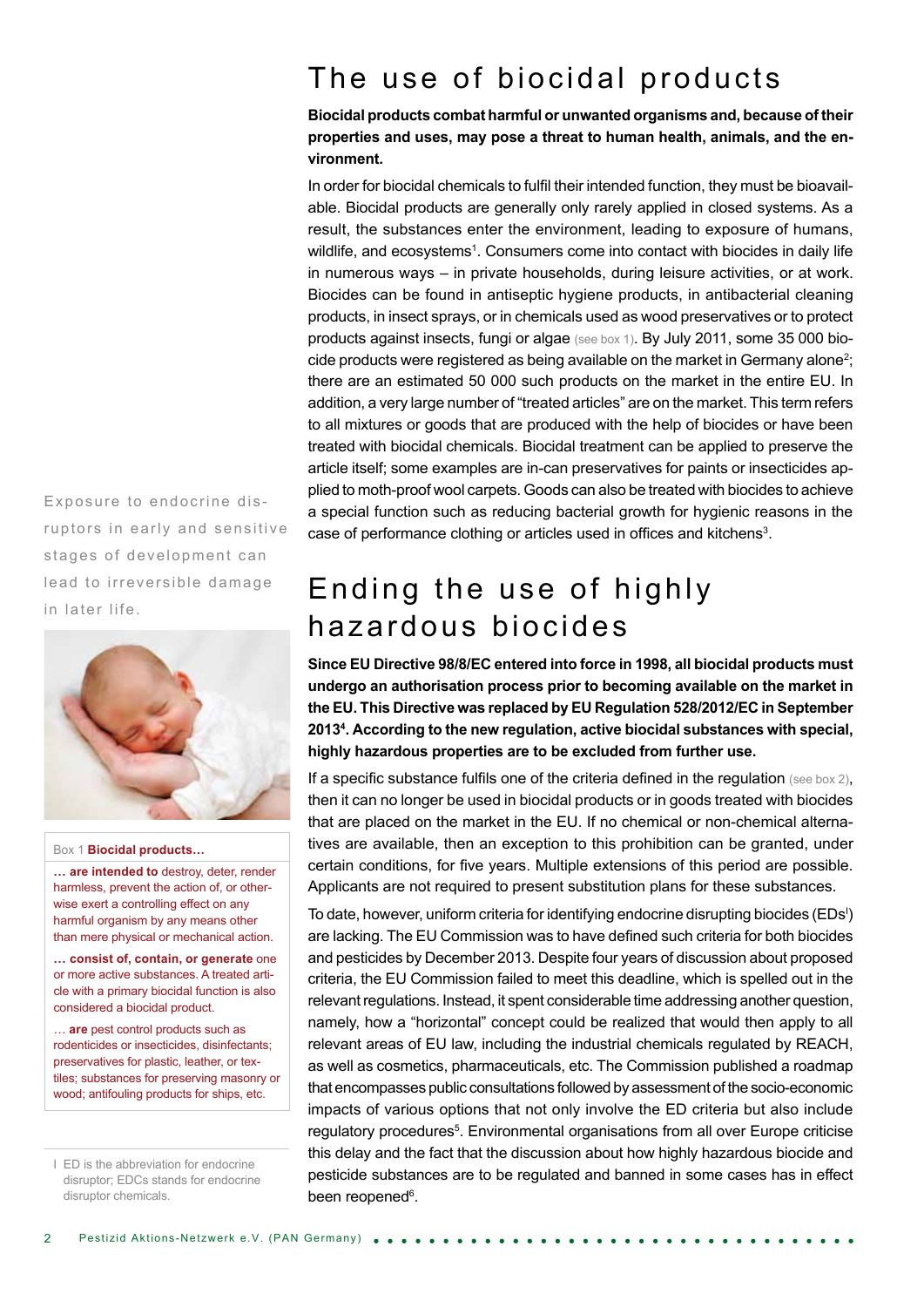# The use of biocidal products

**Biocidal products combat harmful or unwanted organisms and, because of their properties and uses, may pose a threat to human health, animals, and the environment.**

In order for biocidal chemicals to fulfil their intended function, they must be bioavailable. Biocidal products are generally only rarely applied in closed systems. As a result, the substances enter the environment, leading to exposure of humans, wildlife, and ecosystems[1]. Consumers come into contact with biocides in daily life in numerous ways – in private households, during leisure activities, or at work. Biocides can be found in antiseptic hygiene products, in antibacterial cleaning products, in insect sprays, or in chemicals used as wood preservatives or to protect products against insects, fungi or algae (see box 1). By July 2011, some 35 000 biocide products were registered as being available on the market in Germany alone[2]; there are an estimated 50 000 such products on the market in the entire EU. In addition, a very large number of "treated articles" are on the market. This term refers to all mixtures or goods that are produced with the help of biocides or have been treated with biocidal chemicals. Biocidal treatment can be applied to preserve the article itself; some examples are in-can preservatives for paints or insecticides applied to moth-proof wool carpets. Goods can also be treated with biocides to achieve a special function such as reducing bacterial growth for hygienic reasons in the case of performance clothing or articles used in offices and kitchens[3].

Exposure to endocrine disruptors in early and sensitive stages of development can lead to irreversible damage in later life.

Box 1 **Biocidal products…**

**… are intended to** destroy, deter, render harmless, prevent the action of, or otherwise exert a controlling effect on any harmful organism by any means other than mere physical or mechanical action.

**… consist of, contain, or generate** one or more active substances. A treated article with a primary biocidal function is also considered a biocidal product.

… **are** pest control products such as rodenticides or insecticides, disinfectants; preservatives for plastic, leather, or textiles; substances for preserving masonry or wood; antifouling products for ships, etc.

# Ending the use of highly hazardous biocides

**Since EU Directive 98/8/EC entered into force in 1998, all biocidal products must undergo an authorisation process prior to becoming available on the market in the EU. This Directive was replaced by EU Regulation 528/2012/EC in September 2013[4]. According to the new regulation, active biocidal substances with special, highly hazardous properties are to be excluded from further use.**

If a specific substance fulfils one of the criteria defined in the regulation (see box 2), then it can no longer be used in biocidal products or in goods treated with biocides that are placed on the market in the EU. If no chemical or non-chemical alternatives are available, then an exception to this prohibition can be granted, under certain conditions, for five years. Multiple extensions of this period are possible. Applicants are not required to present substitution plans for these substances.

To date, however, uniform criteria for identifying endocrine disrupting biocides (EDs[I]) are lacking. The EU Commission was to have defined such criteria for both biocides and pesticides by December 2013. Despite four years of discussion about proposed criteria, the EU Commission failed to meet this deadline, which is spelled out in the relevant regulations. Instead, it spent considerable time addressing another question, namely, how a "horizontal" concept could be realized that would then apply to all relevant areas of EU law, including the industrial chemicals regulated by REACH, as well as cosmetics, pharmaceuticals, etc. The Commission published a roadmap that encompasses public consultations followed by assessment of the socio-economic impacts of various options that not only involve the ED criteria but also include regulatory procedures[5]. Environmental organisations from all over Europe criticise this delay and the fact that the discussion about how highly hazardous biocide and pesticide substances are to be regulated and banned in some cases has in effect been reopened[6].

I ED is the abbreviation for endocrine disruptor; EDCs stands for endocrine disruptor chemicals.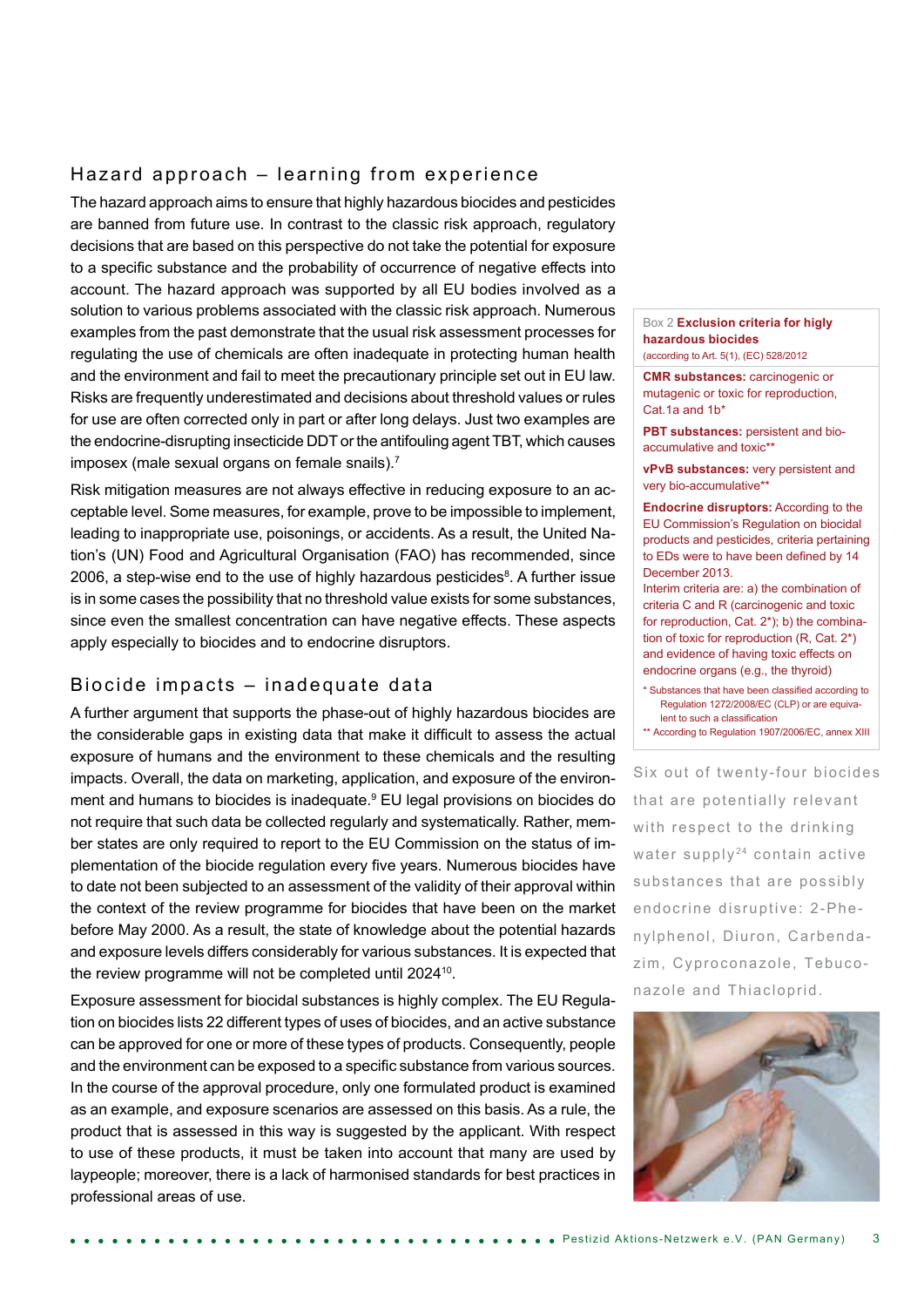## Hazard approach – learning from experience

The hazard approach aims to ensure that highly hazardous biocides and pesticides are banned from future use. In contrast to the classic risk approach, regulatory decisions that are based on this perspective do not take the potential for exposure to a specific substance and the probability of occurrence of negative effects into account. The hazard approach was supported by all EU bodies involved as a solution to various problems associated with the classic risk approach. Numerous examples from the past demonstrate that the usual risk assessment processes for regulating the use of chemicals are often inadequate in protecting human health and the environment and fail to meet the precautionary principle set out in EU law. Risks are frequently underestimated and decisions about threshold values or rules for use are often corrected only in part or after long delays. Just two examples are the endocrine-disrupting insecticide DDT or the antifouling agent TBT, which causes imposex (male sexual organs on female snails).[7]

Risk mitigation measures are not always effective in reducing exposure to an acceptable level. Some measures, for example, prove to be impossible to implement, leading to inappropriate use, poisonings, or accidents. As a result, the United Nation's (UN) Food and Agricultural Organisation (FAO) has recommended, since 2006, a step-wise end to the use of highly hazardous pesticides[8]. A further issue is in some cases the possibility that no threshold value exists for some substances, since even the smallest concentration can have negative effects. These aspects apply especially to biocides and to endocrine disruptors.

## Biocide impacts – inadequate data

A further argument that supports the phase-out of highly hazardous biocides are the considerable gaps in existing data that make it difficult to assess the actual exposure of humans and the environment to these chemicals and the resulting impacts. Overall, the data on marketing, application, and exposure of the environment and humans to biocides is inadequate.[9] EU legal provisions on biocides do not require that such data be collected regularly and systematically. Rather, member states are only required to report to the EU Commission on the status of implementation of the biocide regulation every five years. Numerous biocides have to date not been subjected to an assessment of the validity of their approval within the context of the review programme for biocides that have been on the market before May 2000. As a result, the state of knowledge about the potential hazards and exposure levels differs considerably for various substances. It is expected that the review programme will not be completed until 2024[10].

Exposure assessment for biocidal substances is highly complex. The EU Regulation on biocides lists 22 different types of uses of biocides, and an active substance can be approved for one or more of these types of products. Consequently, people and the environment can be exposed to a specific substance from various sources. In the course of the approval procedure, only one formulated product is examined as an example, and exposure scenarios are assessed on this basis. As a rule, the product that is assessed in this way is suggested by the applicant. With respect to use of these products, it must be taken into account that many are used by laypeople; moreover, there is a lack of harmonised standards for best practices in professional areas of use.

---

Box 2 **Exclusion criteria for higly hazardous biocides**
(according to Art. 5(1), (EC) 528/2012

**CMR substances:** carcinogenic or mutagenic or toxic for reproduction, Cat.1a and 1b*

**PBT substances:** persistent and bio-accumulative and toxic**

**vPvB substances:** very persistent and very bio-accumulative**

**Endocrine disruptors:** According to the EU Commission's Regulation on biocidal products and pesticides, criteria pertaining to EDs were to have been defined by 14 December 2013.
Interim criteria are: a) the combination of criteria C and R (carcinogenic and toxic for reproduction, Cat. 2*); b) the combination of toxic for reproduction (R, Cat. 2*) and evidence of having toxic effects on endocrine organs (e.g., the thyroid)

\* Substances that have been classified according to Regulation 1272/2008/EC (CLP) or are equivalent to such a classification
\*\* According to Regulation 1907/2006/EC, annex XIII

---

Six out of twenty-four biocides that are potentially relevant with respect to the drinking water supply[24] contain active substances that are possibly endocrine disruptive: 2-Phenylphenol, Diuron, Carbendazim, Cyproconazole, Tebuconazole and Thiacloprid.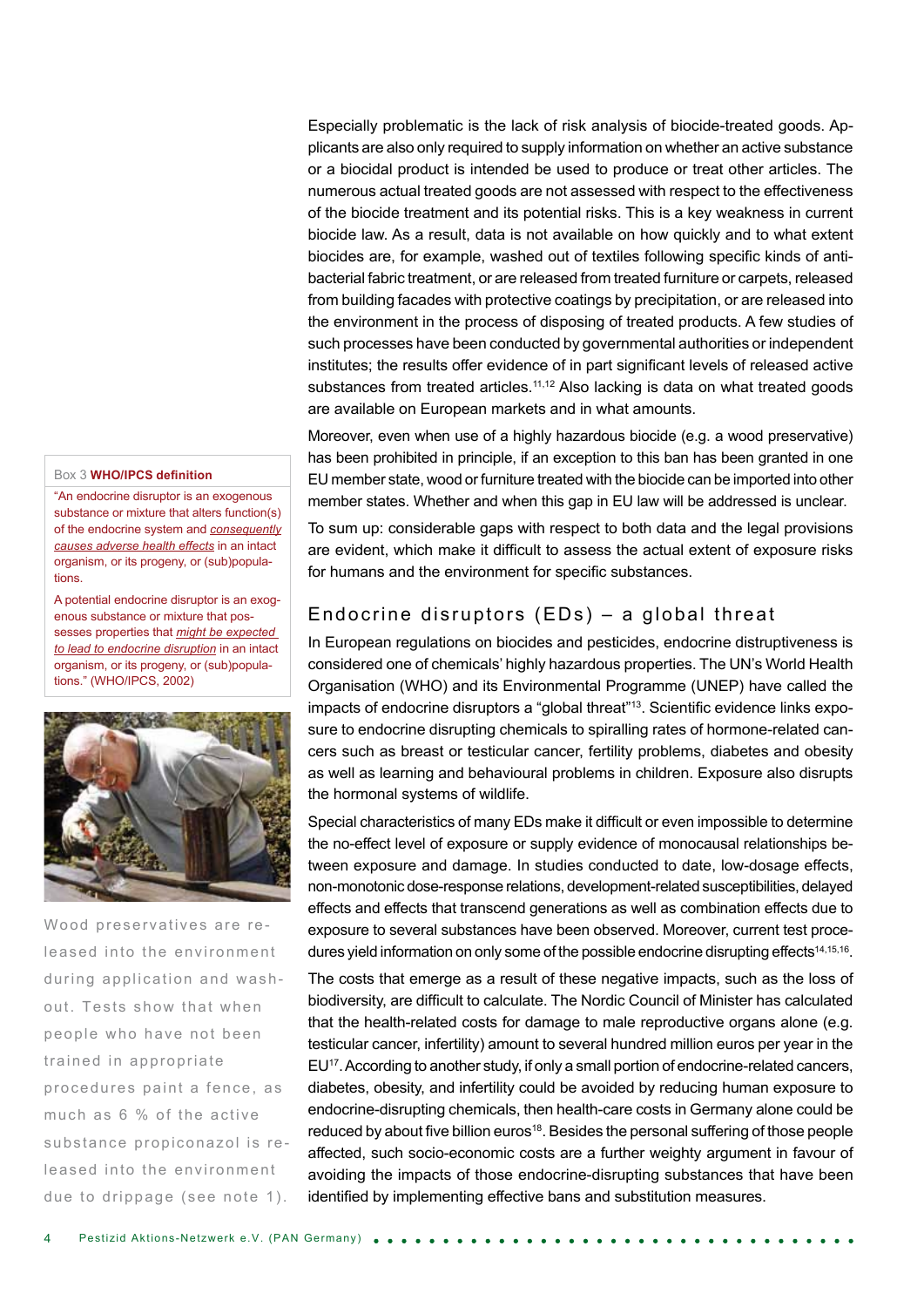Especially problematic is the lack of risk analysis of biocide-treated goods. Applicants are also only required to supply information on whether an active substance or a biocidal product is intended be used to produce or treat other articles. The numerous actual treated goods are not assessed with respect to the effectiveness of the biocide treatment and its potential risks. This is a key weakness in current biocide law. As a result, data is not available on how quickly and to what extent biocides are, for example, washed out of textiles following specific kinds of anti-bacterial fabric treatment, or are released from treated furniture or carpets, released from building facades with protective coatings by precipitation, or are released into the environment in the process of disposing of treated products. A few studies of such processes have been conducted by governmental authorities or independent institutes; the results offer evidence of in part significant levels of released active substances from treated articles.[11,12] Also lacking is data on what treated goods are available on European markets and in what amounts.

Moreover, even when use of a highly hazardous biocide (e.g. a wood preservative) has been prohibited in principle, if an exception to this ban has been granted in one EU member state, wood or furniture treated with the biocide can be imported into other member states. Whether and when this gap in EU law will be addressed is unclear.

To sum up: considerable gaps with respect to both data and the legal provisions are evident, which make it difficult to assess the actual extent of exposure risks for humans and the environment for specific substances.

Box 3 **WHO/IPCS definition**

"An endocrine disruptor is an exogenous substance or mixture that alters function(s) of the endocrine system and *consequently causes adverse health effects* in an intact organism, or its progeny, or (sub)populations.

A potential endocrine disruptor is an exogenous substance or mixture that possesses properties that *might be expected to lead to endocrine disruption* in an intact organism, or its progeny, or (sub)populations." (WHO/IPCS, 2002)

Wood preservatives are released into the environment during application and wash-out. Tests show that when people who have not been trained in appropriate procedures paint a fence, as much as 6 % of the active substance propiconazol is released into the environment due to drippage (see note 1).

## Endocrine disruptors (EDs) – a global threat

In European regulations on biocides and pesticides, endocrine distruptiveness is considered one of chemicals' highly hazardous properties. The UN's World Health Organisation (WHO) and its Environmental Programme (UNEP) have called the impacts of endocrine disruptors a "global threat"[13]. Scientific evidence links exposure to endocrine disrupting chemicals to spiralling rates of hormone-related cancers such as breast or testicular cancer, fertility problems, diabetes and obesity as well as learning and behavioural problems in children. Exposure also disrupts the hormonal systems of wildlife.

Special characteristics of many EDs make it difficult or even impossible to determine the no-effect level of exposure or supply evidence of monocausal relationships between exposure and damage. In studies conducted to date, low-dosage effects, non-monotonic dose-response relations, development-related susceptibilities, delayed effects and effects that transcend generations as well as combination effects due to exposure to several substances have been observed. Moreover, current test procedures yield information on only some of the possible endocrine disrupting effects[14,15,16].

The costs that emerge as a result of these negative impacts, such as the loss of biodiversity, are difficult to calculate. The Nordic Council of Minister has calculated that the health-related costs for damage to male reproductive organs alone (e.g. testicular cancer, infertility) amount to several hundred million euros per year in the EU[17]. According to another study, if only a small portion of endocrine-related cancers, diabetes, obesity, and infertility could be avoided by reducing human exposure to endocrine-disrupting chemicals, then health-care costs in Germany alone could be reduced by about five billion euros[18]. Besides the personal suffering of those people affected, such socio-economic costs are a further weighty argument in favour of avoiding the impacts of those endocrine-disrupting substances that have been identified by implementing effective bans and substitution measures.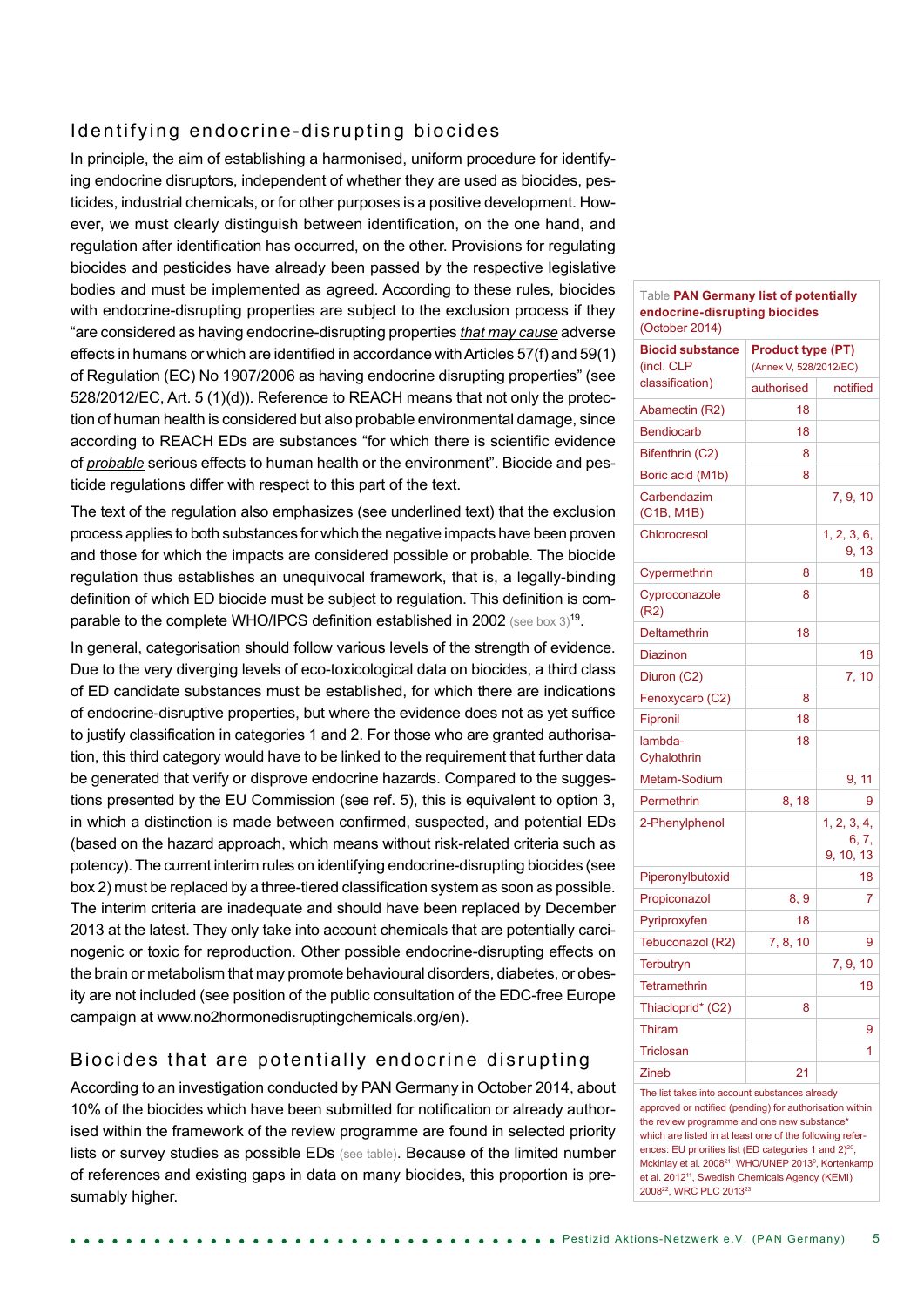## Identifying endocrine-disrupting biocides

In principle, the aim of establishing a harmonised, uniform procedure for identifying endocrine disruptors, independent of whether they are used as biocides, pesticides, industrial chemicals, or for other purposes is a positive development. However, we must clearly distinguish between identification, on the one hand, and regulation after identification has occurred, on the other. Provisions for regulating biocides and pesticides have already been passed by the respective legislative bodies and must be implemented as agreed. According to these rules, biocides with endocrine-disrupting properties are subject to the exclusion process if they "are considered as having endocrine-disrupting properties *that may cause* adverse effects in humans or which are identified in accordance with Articles 57(f) and 59(1) of Regulation (EC) No 1907/2006 as having endocrine disrupting properties" (see 528/2012/EC, Art. 5 (1)(d)). Reference to REACH means that not only the protection of human health is considered but also probable environmental damage, since according to REACH EDs are substances "for which there is scientific evidence of *probable* serious effects to human health or the environment". Biocide and pesticide regulations differ with respect to this part of the text.

The text of the regulation also emphasizes (see underlined text) that the exclusion process applies to both substances for which the negative impacts have been proven and those for which the impacts are considered possible or probable. The biocide regulation thus establishes an unequivocal framework, that is, a legally-binding definition of which ED biocide must be subject to regulation. This definition is comparable to the complete WHO/IPCS definition established in 2002 (see box 3)[19].

In general, categorisation should follow various levels of the strength of evidence. Due to the very diverging levels of eco-toxicological data on biocides, a third class of ED candidate substances must be established, for which there are indications of endocrine-disruptive properties, but where the evidence does not as yet suffice to justify classification in categories 1 and 2. For those who are granted authorisation, this third category would have to be linked to the requirement that further data be generated that verify or disprove endocrine hazards. Compared to the suggestions presented by the EU Commission (see ref. 5), this is equivalent to option 3, in which a distinction is made between confirmed, suspected, and potential EDs (based on the hazard approach, which means without risk-related criteria such as potency). The current interim rules on identifying endocrine-disrupting biocides (see box 2) must be replaced by a three-tiered classification system as soon as possible. The interim criteria are inadequate and should have been replaced by December 2013 at the latest. They only take into account chemicals that are potentially carcinogenic or toxic for reproduction. Other possible endocrine-disrupting effects on the brain or metabolism that may promote behavioural disorders, diabetes, or obesity are not included (see position of the public consultation of the EDC-free Europe campaign at www.no2hormonedisruptingchemicals.org/en).

## Biocides that are potentially endocrine disrupting

According to an investigation conducted by PAN Germany in October 2014, about 10% of the biocides which have been submitted for notification or already authorised within the framework of the review programme are found in selected priority lists or survey studies as possible EDs (see table). Because of the limited number of references and existing gaps in data on many biocides, this proportion is presumably higher.

Table **PAN Germany list of potentially endocrine-disrupting biocides** (October 2014)

| Biocid substance (incl. CLP classification) | Product type (PT) (Annex V, 528/2012/EC) | |
|---|---|---|
| | authorised | notified |
| Abamectin (R2) | 18 | |
| Bendiocarb | 18 | |
| Bifenthrin (C2) | 8 | |
| Boric acid (M1b) | 8 | |
| Carbendazim (C1B, M1B) | | 7, 9, 10 |
| Chlorocresol | | 1, 2, 3, 6, 9, 13 |
| Cypermethrin | 8 | 18 |
| Cyproconazole (R2) | 8 | |
| Deltamethrin | 18 | |
| Diazinon | | 18 |
| Diuron (C2) | | 7, 10 |
| Fenoxycarb (C2) | 8 | |
| Fipronil | 18 | |
| lambda-Cyhalothrin | 18 | |
| Metam-Sodium | | 9, 11 |
| Permethrin | 8, 18 | 9 |
| 2-Phenylphenol | | 1, 2, 3, 4, 6, 7, 9, 10, 13 |
| Piperonylbutoxid | | 18 |
| Propiconazol | 8, 9 | 7 |
| Pyriproxyfen | 18 | |
| Tebuconazol (R2) | 7, 8, 10 | 9 |
| Terbutryn | | 7, 9, 10 |
| Tetramethrin | | 18 |
| Thiacloprid* (C2) | 8 | |
| Thiram | | 9 |
| Triclosan | | 1 |
| Zineb | 21 | |

The list takes into account substances already approved or notified (pending) for authorisation within the review programme and one new substance* which are listed in at least one of the following references: EU priorities list (ED categories 1 and 2)[20], Mckinlay et al. 2008[21], WHO/UNEP 2013[9], Kortenkamp et al. 2012[11], Swedish Chemicals Agency (KEMI) 2008[22], WRC PLC 2013[23]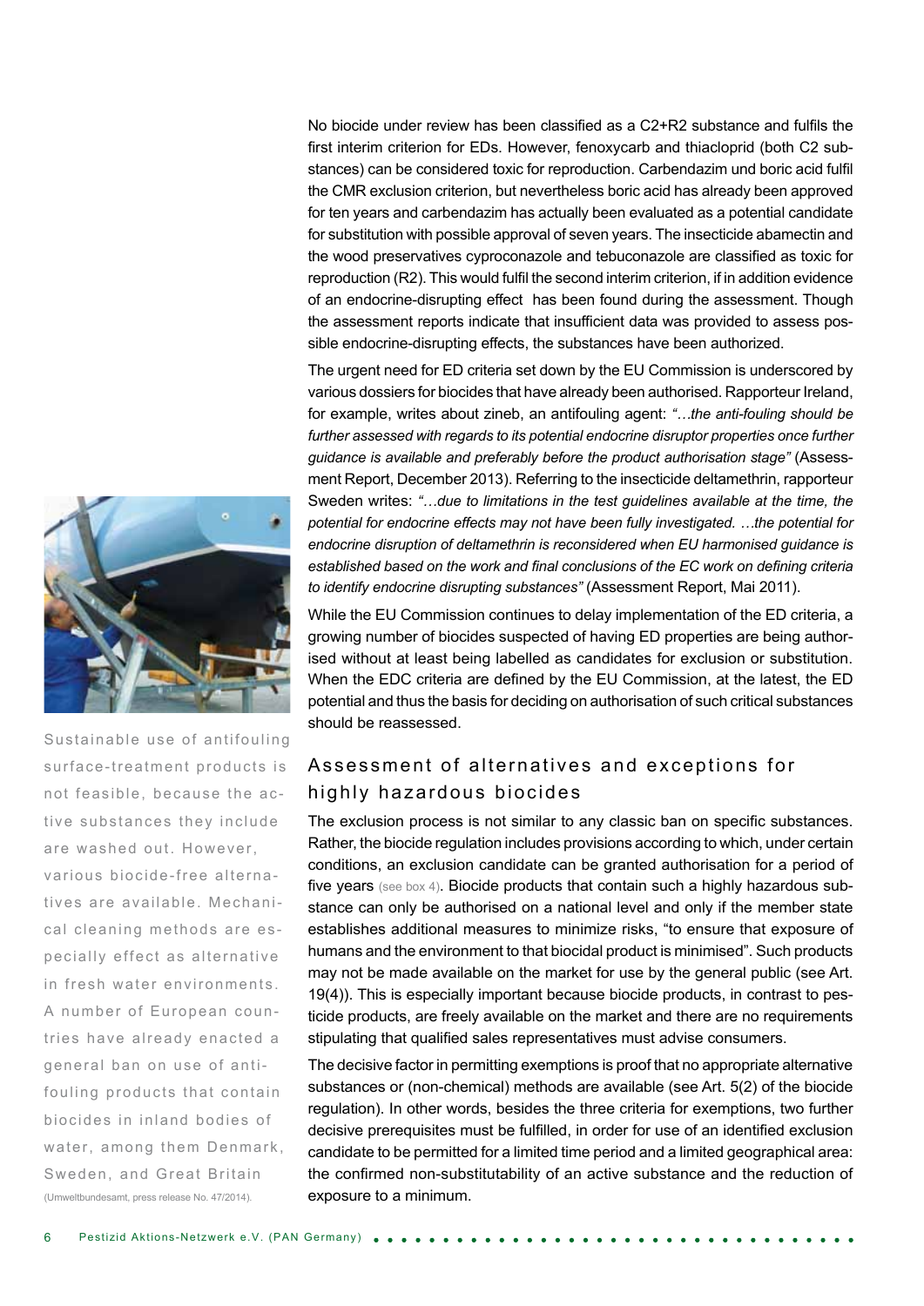No biocide under review has been classified as a C2+R2 substance and fulfils the first interim criterion for EDs. However, fenoxycarb and thiacloprid (both C2 substances) can be considered toxic for reproduction. Carbendazim und boric acid fulfil the CMR exclusion criterion, but nevertheless boric acid has already been approved for ten years and carbendazim has actually been evaluated as a potential candidate for substitution with possible approval of seven years. The insecticide abamectin and the wood preservatives cyproconazole and tebuconazole are classified as toxic for reproduction (R2). This would fulfil the second interim criterion, if in addition evidence of an endocrine-disrupting effect has been found during the assessment. Though the assessment reports indicate that insufficient data was provided to assess possible endocrine-disrupting effects, the substances have been authorized.

The urgent need for ED criteria set down by the EU Commission is underscored by various dossiers for biocides that have already been authorised. Rapporteur Ireland, for example, writes about zineb, an antifouling agent: *"…the anti-fouling should be further assessed with regards to its potential endocrine disruptor properties once further guidance is available and preferably before the product authorisation stage"* (Assessment Report, December 2013). Referring to the insecticide deltamethrin, rapporteur Sweden writes: *"…due to limitations in the test guidelines available at the time, the potential for endocrine effects may not have been fully investigated. …the potential for endocrine disruption of deltamethrin is reconsidered when EU harmonised guidance is established based on the work and final conclusions of the EC work on defining criteria to identify endocrine disrupting substances"* (Assessment Report, Mai 2011).

While the EU Commission continues to delay implementation of the ED criteria, a growing number of biocides suspected of having ED properties are being authorised without at least being labelled as candidates for exclusion or substitution. When the EDC criteria are defined by the EU Commission, at the latest, the ED potential and thus the basis for deciding on authorisation of such critical substances should be reassessed.

Sustainable use of antifouling surface-treatment products is not feasible, because the active substances they include are washed out. However, various biocide-free alternatives are available. Mechanical cleaning methods are especially effect as alternative in fresh water environments. A number of European countries have already enacted a general ban on use of antifouling products that contain biocides in inland bodies of water, among them Denmark, Sweden, and Great Britain (Umweltbundesamt, press release No. 47/2014).

## Assessment of alternatives and exceptions for highly hazardous biocides

The exclusion process is not similar to any classic ban on specific substances. Rather, the biocide regulation includes provisions according to which, under certain conditions, an exclusion candidate can be granted authorisation for a period of five years (see box 4). Biocide products that contain such a highly hazardous substance can only be authorised on a national level and only if the member state establishes additional measures to minimize risks, "to ensure that exposure of humans and the environment to that biocidal product is minimised". Such products may not be made available on the market for use by the general public (see Art. 19(4)). This is especially important because biocide products, in contrast to pesticide products, are freely available on the market and there are no requirements stipulating that qualified sales representatives must advise consumers.

The decisive factor in permitting exemptions is proof that no appropriate alternative substances or (non-chemical) methods are available (see Art. 5(2) of the biocide regulation). In other words, besides the three criteria for exemptions, two further decisive prerequisites must be fulfilled, in order for use of an identified exclusion candidate to be permitted for a limited time period and a limited geographical area: the confirmed non-substitutability of an active substance and the reduction of exposure to a minimum.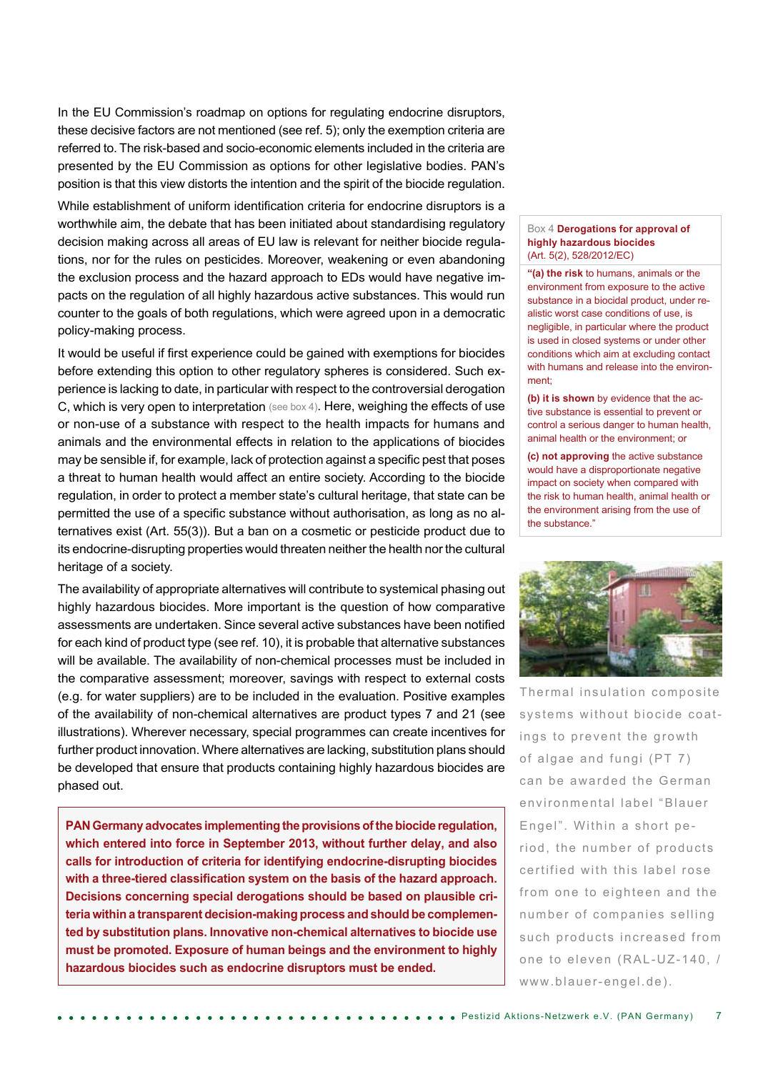In the EU Commission's roadmap on options for regulating endocrine disruptors, these decisive factors are not mentioned (see ref. 5); only the exemption criteria are referred to. The risk-based and socio-economic elements included in the criteria are presented by the EU Commission as options for other legislative bodies. PAN's position is that this view distorts the intention and the spirit of the biocide regulation.

While establishment of uniform identification criteria for endocrine disruptors is a worthwhile aim, the debate that has been initiated about standardising regulatory decision making across all areas of EU law is relevant for neither biocide regulations, nor for the rules on pesticides. Moreover, weakening or even abandoning the exclusion process and the hazard approach to EDs would have negative impacts on the regulation of all highly hazardous active substances. This would run counter to the goals of both regulations, which were agreed upon in a democratic policy-making process.

It would be useful if first experience could be gained with exemptions for biocides before extending this option to other regulatory spheres is considered. Such experience is lacking to date, in particular with respect to the controversial derogation C, which is very open to interpretation (see box 4). Here, weighing the effects of use or non-use of a substance with respect to the health impacts for humans and animals and the environmental effects in relation to the applications of biocides may be sensible if, for example, lack of protection against a specific pest that poses a threat to human health would affect an entire society. According to the biocide regulation, in order to protect a member state's cultural heritage, that state can be permitted the use of a specific substance without authorisation, as long as no alternatives exist (Art. 55(3)). But a ban on a cosmetic or pesticide product due to its endocrine-disrupting properties would threaten neither the health nor the cultural heritage of a society.

The availability of appropriate alternatives will contribute to systemical phasing out highly hazardous biocides. More important is the question of how comparative assessments are undertaken. Since several active substances have been notified for each kind of product type (see ref. 10), it is probable that alternative substances will be available. The availability of non-chemical processes must be included in the comparative assessment; moreover, savings with respect to external costs (e.g. for water suppliers) are to be included in the evaluation. Positive examples of the availability of non-chemical alternatives are product types 7 and 21 (see illustrations). Wherever necessary, special programmes can create incentives for further product innovation. Where alternatives are lacking, substitution plans should be developed that ensure that products containing highly hazardous biocides are phased out.

**PAN Germany advocates implementing the provisions of the biocide regulation, which entered into force in September 2013, without further delay, and also calls for introduction of criteria for identifying endocrine-disrupting biocides with a three-tiered classification system on the basis of the hazard approach. Decisions concerning special derogations should be based on plausible criteria within a transparent decision-making process and should be complemented by substitution plans. Innovative non-chemical alternatives to biocide use must be promoted. Exposure of human beings and the environment to highly hazardous biocides such as endocrine disruptors must be ended.**

---

Box 4 **Derogations for approval of highly hazardous biocides**
(Art. 5(2), 528/2012/EC)

"**(a) the risk** to humans, animals or the environment from exposure to the active substance in a biocidal product, under realistic worst case conditions of use, is negligible, in particular where the product is used in closed systems or under other conditions which aim at excluding contact with humans and release into the environment;

**(b) it is shown** by evidence that the active substance is essential to prevent or control a serious danger to human health, animal health or the environment; or

**(c) not approving** the active substance would have a disproportionate negative impact on society when compared with the risk to human health, animal health or the environment arising from the use of the substance."

---

Thermal insulation composite systems without biocide coatings to prevent the growth of algae and fungi (PT 7) can be awarded the German environmental label "Blauer Engel". Within a short period, the number of products certified with this label rose from one to eighteen and the number of companies selling such products increased from one to eleven (RAL-UZ-140, / www.blauer-engel.de).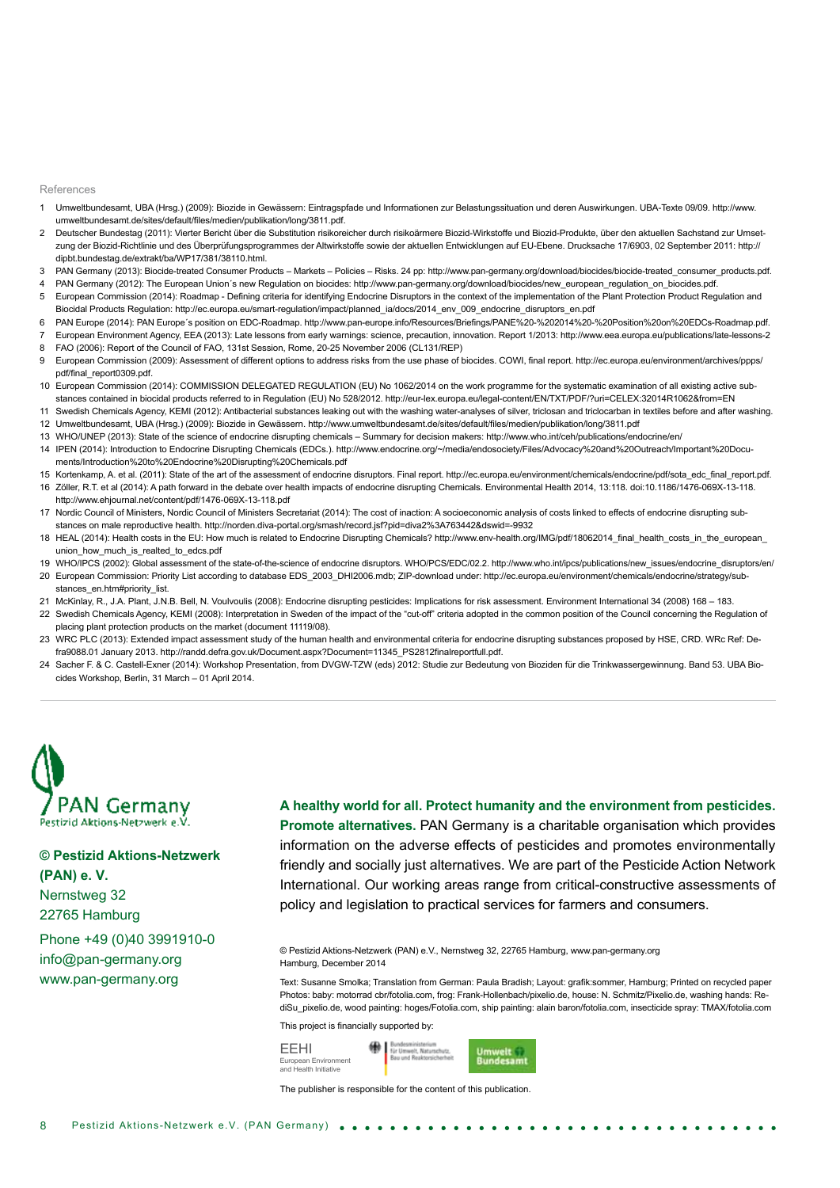References

1. Umweltbundesamt, UBA (Hrsg.) (2009): Biozide in Gewässern: Eintragspfade und Informationen zur Belastungssituation und deren Auswirkungen. UBA-Texte 09/09. http://www.umweltbundesamt.de/sites/default/files/medien/publikation/long/3811.pdf.
2. Deutscher Bundestag (2011): Vierter Bericht über die Substitution risikoreicher durch risikoärmere Biozid-Wirkstoffe und Biozid-Produkte, über den aktuellen Sachstand zur Umsetzung der Biozid-Richtlinie und des Überprüfungsprogrammes der Altwirkstoffe sowie der aktuellen Entwicklungen auf EU-Ebene. Drucksache 17/6903, 02 September 2011: http://dipbt.bundestag.de/extrakt/ba/WP17/381/38110.html.
3. PAN Germany (2013): Biocide-treated Consumer Products – Markets – Policies – Risks. 24 pp: http://www.pan-germany.org/download/biocides/biocide-treated_consumer_products.pdf.
4. PAN Germany (2012): The European Union´s new Regulation on biocides: http://www.pan-germany.org/download/biocides/new_european_regulation_on_biocides.pdf.
5. European Commission (2014): Roadmap - Defining criteria for identifying Endocrine Disruptors in the context of the implementation of the Plant Protection Product Regulation and Biocidal Products Regulation: http://ec.europa.eu/smart-regulation/impact/planned_ia/docs/2014_env_009_endocrine_disruptors_en.pdf
6. PAN Europe (2014): PAN Europe´s position on EDC-Roadmap. http://www.pan-europe.info/Resources/Briefings/PANE%20-%202014%20-%20Position%20on%20EDCs-Roadmap.pdf.
7. European Environment Agency, EEA (2013): Late lessons from early warnings: science, precaution, innovation. Report 1/2013: http://www.eea.europa.eu/publications/late-lessons-2
8. FAO (2006): Report of the Council of FAO, 131st Session, Rome, 20-25 November 2006 (CL131/REP)
9. European Commission (2009): Assessment of different options to address risks from the use phase of biocides. COWI, final report. http://ec.europa.eu/environment/archives/ppps/pdf/final_report0309.pdf.
10. European Commission (2014): COMMISSION DELEGATED REGULATION (EU) No 1062/2014 on the work programme for the systematic examination of all existing active substances contained in biocidal products referred to in Regulation (EU) No 528/2012. http://eur-lex.europa.eu/legal-content/EN/TXT/PDF/?uri=CELEX:32014R1062&from=EN
11. Swedish Chemicals Agency, KEMI (2012): Antibacterial substances leaking out with the washing water-analyses of silver, triclosan and triclocarban in textiles before and after washing.
12. Umweltbundesamt, UBA (Hrsg.) (2009): Biozide in Gewässern. http://www.umweltbundesamt.de/sites/default/files/medien/publikation/long/3811.pdf
13. WHO/UNEP (2013): State of the science of endocrine disrupting chemicals – Summary for decision makers: http://www.who.int/ceh/publications/endocrine/en/
14. IPEN (2014): Introduction to Endocrine Disrupting Chemicals (EDCs.). http://www.endocrine.org/~/media/endosociety/Files/Advocacy%20and%20Outreach/Important%20Documents/Introduction%20to%20Endocrine%20Disrupting%20Chemicals.pdf
15. Kortenkamp, A. et al. (2011): State of the art of the assessment of endocrine disruptors. Final report. http://ec.europa.eu/environment/chemicals/endocrine/pdf/sota_edc_final_report.pdf.
16. Zöller, R.T. et al (2014): A path forward in the debate over health impacts of endocrine disrupting Chemicals. Environmental Health 2014, 13:118. doi:10.1186/1476-069X-13-118. http://www.ehjournal.net/content/pdf/1476-069X-13-118.pdf
17. Nordic Council of Ministers, Nordic Council of Ministers Secretariat (2014): The cost of inaction: A socioeconomic analysis of costs linked to effects of endocrine disrupting substances on male reproductive health. http://norden.diva-portal.org/smash/record.jsf?pid=diva2%3A763442&dswid=-9932
18. HEAL (2014): Health costs in the EU: How much is related to Endocrine Disrupting Chemicals? http://www.env-health.org/IMG/pdf/18062014_final_health_costs_in_the_european_union_how_much_is_realted_to_edcs.pdf
19. WHO/IPCS (2002): Global assessment of the state-of-the-science of endocrine disruptors. WHO/PCS/EDC/02.2. http://www.who.int/ipcs/publications/new_issues/endocrine_disruptors/en/
20. European Commission: Priority List according to database EDS_2003_DHI2006.mdb; ZIP-download under: http://ec.europa.eu/environment/chemicals/endocrine/strategy/substances_en.htm#priority_list.
21. McKinlay, R., J.A. Plant, J.N.B. Bell, N. Voulvoulis (2008): Endocrine disrupting pesticides: Implications for risk assessment. Environment International 34 (2008) 168 – 183.
22. Swedish Chemicals Agency, KEMI (2008): Interpretation in Sweden of the impact of the "cut-off" criteria adopted in the common position of the Council concerning the Regulation of placing plant protection products on the market (document 11119/08).
23. WRC PLC (2013): Extended impact assessment study of the human health and environmental criteria for endocrine disrupting substances proposed by HSE, CRD. WRc Ref: Defra9088.01 January 2013. http://randd.defra.gov.uk/Document.aspx?Document=11345_PS2812finalreportfull.pdf.
24. Sacher F. & C. Castell-Exner (2014): Workshop Presentation, from DVGW-TZW (eds) 2012: Studie zur Bedeutung von Bioziden für die Trinkwassergewinnung. Band 53. UBA Biocides Workshop, Berlin, 31 March – 01 April 2014.

PAN Germany
Pestizid Aktions-Netzwerk e.V.

**© Pestizid Aktions-Netzwerk (PAN) e. V.**
Nernstweg 32
22765 Hamburg
Phone +49 (0)40 3991910-0
info@pan-germany.org
www.pan-germany.org

**A healthy world for all. Protect humanity and the environment from pesticides. Promote alternatives.** PAN Germany is a charitable organisation which provides information on the adverse effects of pesticides and promotes environmentally friendly and socially just alternatives. We are part of the Pesticide Action Network International. Our working areas range from critical-constructive assessments of policy and legislation to practical services for farmers and consumers.

© Pestizid Aktions-Netzwerk (PAN) e.V., Nernstweg 32, 22765 Hamburg, www.pan-germany.org
Hamburg, December 2014

Text: Susanne Smolka; Translation from German: Paula Bradish; Layout: grafik:sommer, Hamburg; Printed on recycled paper
Photos: baby: motorrad cbr/fotolia.com, frog: Frank-Hollenbach/pixelio.de, house: N. Schmitz/Pixelio.de, washing hands: ReDiSu_pixelio.de, wood painting: hoges/Fotolia.com, ship painting: alain baron/fotolia.com, insecticide spray: TMAX/fotolia.com

This project is financially supported by:

EEHI European Environment and Health Initiative

Bundesministerium für Umwelt, Naturschutz, Bau und Reaktorsicherheit

Umwelt Bundesamt

The publisher is responsible for the content of this publication.